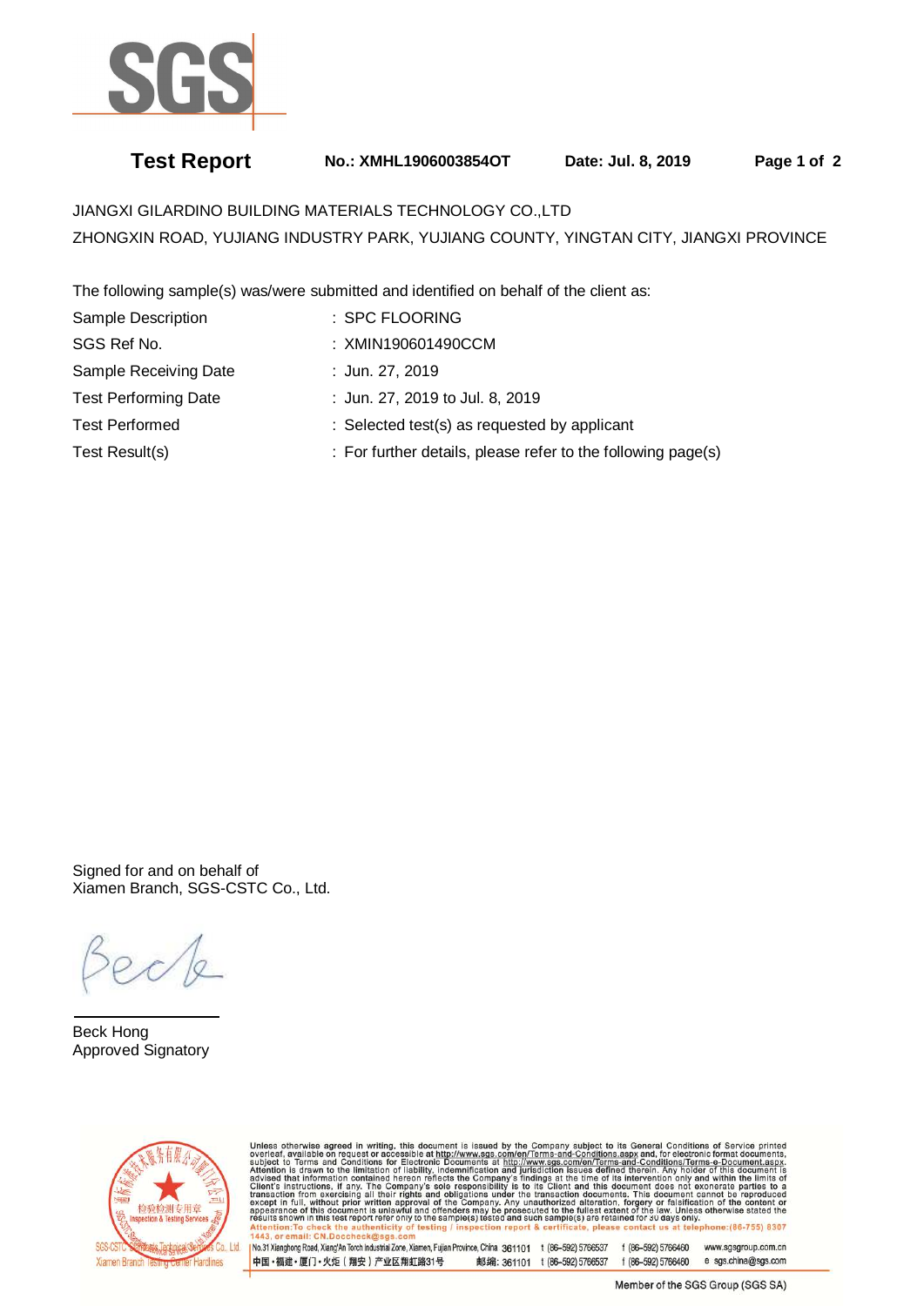**Test Report** **No.: XMHL1906003854OT** **Date: Jul. 8, 2019**

JIANGXI GILARDINO BUILDING MATERIALS TECHNOLOGY CO.,LTD
ZHONGXIN ROAD, YUJIANG INDUSTRY PARK, YUJIANG COUNTY, YINGTAN CITY, JIANGXI PROVINCE

The following sample(s) was/were submitted and identified on behalf of the client as:

| | |
|---|---|
| Sample Description | : SPC FLOORING |
| SGS Ref No. | : XMIN190601490CCM |
| Sample Receiving Date | : Jun. 27, 2019 |
| Test Performing Date | : Jun. 27, 2019 to Jul. 8, 2019 |
| Test Performed | : Selected test(s) as requested by applicant |
| Test Result(s) | : For further details, please refer to the following page(s) |

Signed for and on behalf of
Xiamen Branch, SGS-CSTC Co., Ltd.

Beck Hong
Approved Signatory

Unless otherwise agreed in writing, this document is issued by the Company subject to its General Conditions of Service printed overleaf, available on request or accessible at http://www.sgs.com/en/Terms-and-Conditions.aspx and, for electronic format documents, subject to Terms and Conditions for Electronic Documents at http://www.sgs.com/en/Terms-and-Conditions/Terms-e-Document.aspx. Attention is drawn to the limitation of liability, indemnification and jurisdiction issues defined therein. Any holder of this document is advised that information contained hereon reflects the Company's findings at the time of its intervention only and within the limits of Client's instructions, if any. The Company's sole responsibility is to its Client and this document does not exonerate parties to a transaction from exercising all their rights and obligations under the transaction documents. This document cannot be reproduced except in full, without prior written approval of the Company. Any unauthorized alteration, forgery or falsification of the content or appearance of this document is unlawful and offenders may be prosecuted to the fullest extent of the law. Unless otherwise stated the results shown in this test report refer only to the sample(s) tested and such sample(s) are retained for 30 days only.
Attention:To check the authenticity of testing / inspection report & certificate, please contact us at telephone:(86-755) 8307 1443, or email: CN.Doccheck@sgs.com

No.31 Xianghong Road, Xiang'An Torch Industrial Zone, Xiamen, Fujian Province, China 361101 t (86-592) 5766537 f (86-592) 5766460 www.sgsgroup.com.cn
中国・福建・厦门・火炬（翔安）产业区翔虹路31号 邮编: 361101 t (86-592) 5766537 f (86-592) 5766460 e sgs.china@sgs.com

Member of the SGS Group (SGS SA)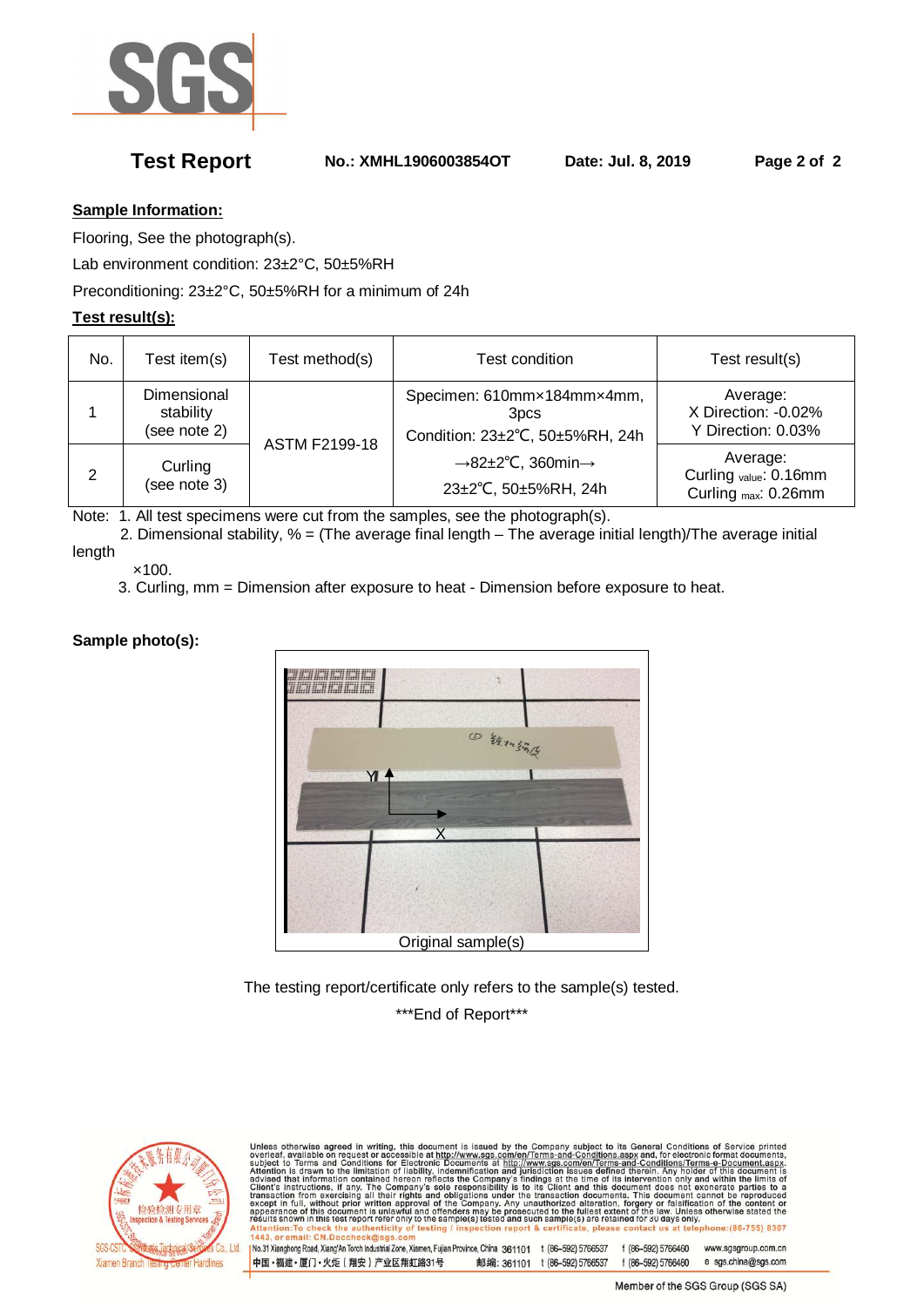**Test Report** **No.: XMHL1906003854OT** **Date: Jul. 8, 2019**

## Sample Information:

Flooring, See the photograph(s).

Lab environment condition: 23±2°C, 50±5%RH

Preconditioning: 23±2°C, 50±5%RH for a minimum of 24h

## Test result(s):

| No. | Test item(s) | Test method(s) | Test condition | Test result(s) |
|---|---|---|---|---|
| 1 | Dimensional stability (see note 2) | ASTM F2199-18 | Specimen: 610mm×184mm×4mm, 3pcs<br>Condition: 23±2℃, 50±5%RH, 24h →82±2℃, 360min→ 23±2℃, 50±5%RH, 24h | Average:<br>X Direction: -0.02%<br>Y Direction: 0.03% |
| 2 | Curling (see note 3) | | | Average:<br>$Curling_{value}$: 0.16mm<br>$Curling_{max}$: 0.26mm |

Note: 1. All test specimens were cut from the samples, see the photograph(s).

2. Dimensional stability, % = (The average final length – The average initial length)/The average initial length ×100.

3. Curling, mm = Dimension after exposure to heat - Dimension before exposure to heat.

**Sample photo(s):**

Original sample(s)

The testing report/certificate only refers to the sample(s) tested.

\*\*\*End of Report\*\*\*